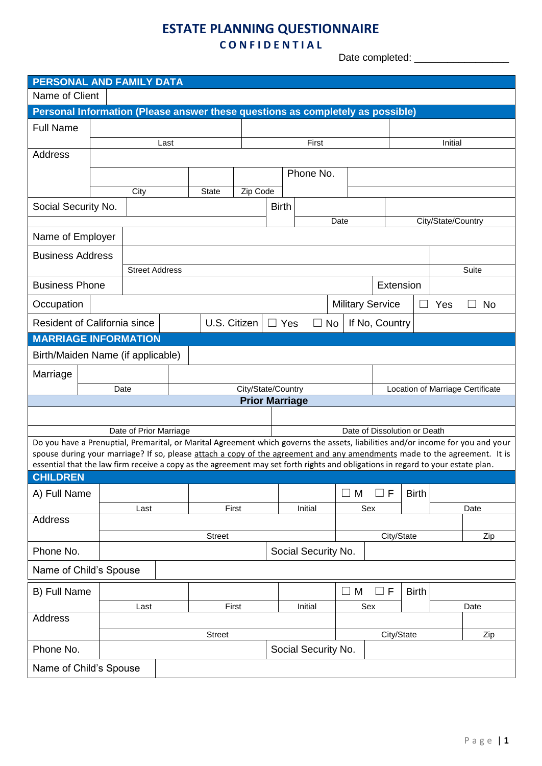# ESTATE PLANNING QUESTIONNAIRE

## CONFIDENTIAL

Date completed: _________________

## PERSONAL AND FAMILY DATA

| | |
|---|---|
| Name of Client | |

### Personal Information (Please answer these questions as completely as possible)

| | | | |
|---|---|---|---|
| Full Name | | | |
| | Last | First | Initial |

| | | | | | |
|---|---|---|---|---|---|
| Address | | | | | |
| | | | | Phone No. | |
| | City | State | Zip Code | | |

| | | | | |
|---|---|---|---|---|
| Social Security No. | | Birth | | |
| | | | Date | City/State/Country |

| | | |
|---|---|---|
| Name of Employer | | |
| Business Address | | |
| | Street Address | Suite |
| Business Phone | | Extension |

| | | | |
|---|---|---|---|
| Occupation | | Military Service | ☐ Yes ☐ No |

| | | | | | |
|---|---|---|---|---|---|
| Resident of California since | | U.S. Citizen | ☐ Yes ☐ No | If No, Country | |

## MARRIAGE INFORMATION

| | | | |
|---|---|---|---|
| Birth/Maiden Name (if applicable) | | | |
| Marriage | | | |
| | Date | City/State/Country | Location of Marriage Certificate |

### Prior Marriage

| | |
|---|---|
| | |
| Date of Prior Marriage | Date of Dissolution or Death |

Do you have a Prenuptial, Premarital, or Marital Agreement which governs the assets, liabilities and/or income for you and your spouse during your marriage? If so, please attach a copy of the agreement and any amendments made to the agreement. It is essential that the law firm receive a copy as the agreement may set forth rights and obligations in regard to your estate plan.

## CHILDREN

| | | | | | | |
|---|---|---|---|---|---|---|
| A) Full Name | | | | ☐ M ☐ F | Birth | |
| | Last | First | Initial | Sex | | Date |
| Address | | | | | | |
| | Street | | | City/State | | Zip |
| Phone No. | | | Social Security No. | | | |
| Name of Child's Spouse | | | | | | |

| | | | | | | |
|---|---|---|---|---|---|---|
| B) Full Name | | | | ☐ M ☐ F | Birth | |
| | Last | First | Initial | Sex | | Date |
| Address | | | | | | |
| | Street | | | City/State | | Zip |
| Phone No. | | | Social Security No. | | | |
| Name of Child's Spouse | | | | | | |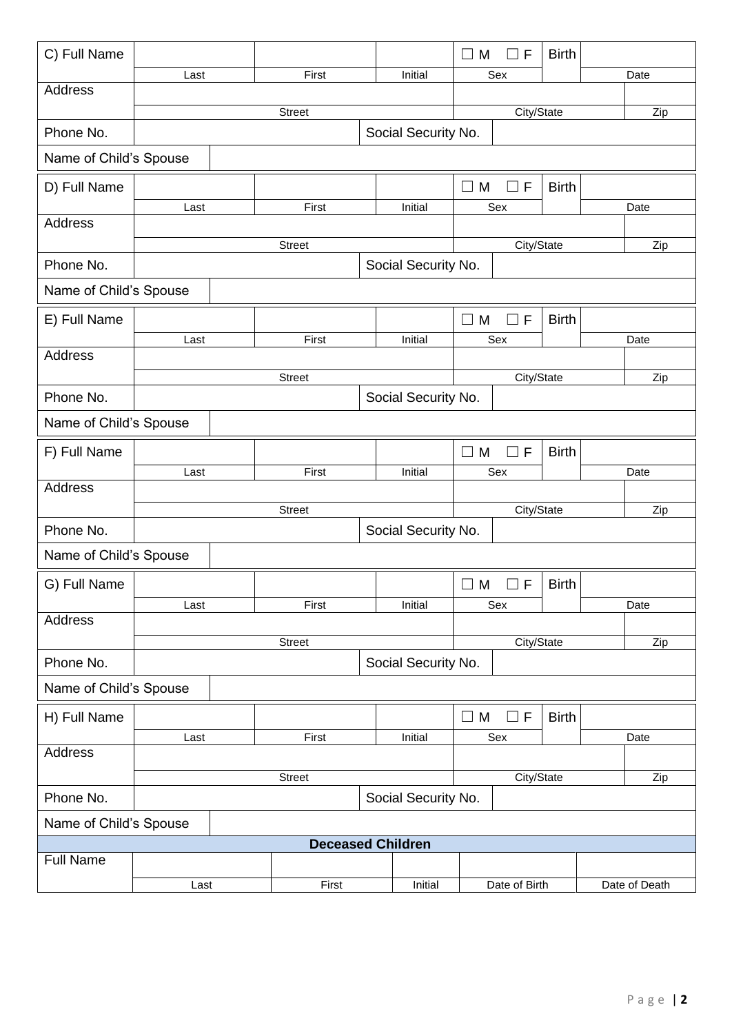| C) Full Name | | | | ☐ M ☐ F | Birth | |
|---|---|---|---|---|---|---|
| | Last | First | Initial | Sex | | Date |
| Address | | | | | | |
| | Street | | | City/State | | Zip |
| Phone No. | | | Social Security No. | | | |
| Name of Child's Spouse | | | | | | |

| D) Full Name | | | | ☐ M ☐ F | Birth | |
|---|---|---|---|---|---|---|
| | Last | First | Initial | Sex | | Date |
| Address | | | | | | |
| | Street | | | City/State | | Zip |
| Phone No. | | | Social Security No. | | | |
| Name of Child's Spouse | | | | | | |

| E) Full Name | | | | ☐ M ☐ F | Birth | |
|---|---|---|---|---|---|---|
| | Last | First | Initial | Sex | | Date |
| Address | | | | | | |
| | Street | | | City/State | | Zip |
| Phone No. | | | Social Security No. | | | |
| Name of Child's Spouse | | | | | | |

| F) Full Name | | | | ☐ M ☐ F | Birth | |
|---|---|---|---|---|---|---|
| | Last | First | Initial | Sex | | Date |
| Address | | | | | | |
| | Street | | | City/State | | Zip |
| Phone No. | | | Social Security No. | | | |
| Name of Child's Spouse | | | | | | |

| G) Full Name | | | | ☐ M ☐ F | Birth | |
|---|---|---|---|---|---|---|
| | Last | First | Initial | Sex | | Date |
| Address | | | | | | |
| | Street | | | City/State | | Zip |
| Phone No. | | | Social Security No. | | | |
| Name of Child's Spouse | | | | | | |

| H) Full Name | | | | ☐ M ☐ F | Birth | |
|---|---|---|---|---|---|---|
| | Last | First | Initial | Sex | | Date |
| Address | | | | | | |
| | Street | | | City/State | | Zip |
| Phone No. | | | Social Security No. | | | |
| Name of Child's Spouse | | | | | | |

**Deceased Children**

| Full Name | | | | | |
|---|---|---|---|---|---|
| | Last | First | Initial | Date of Birth | Date of Death |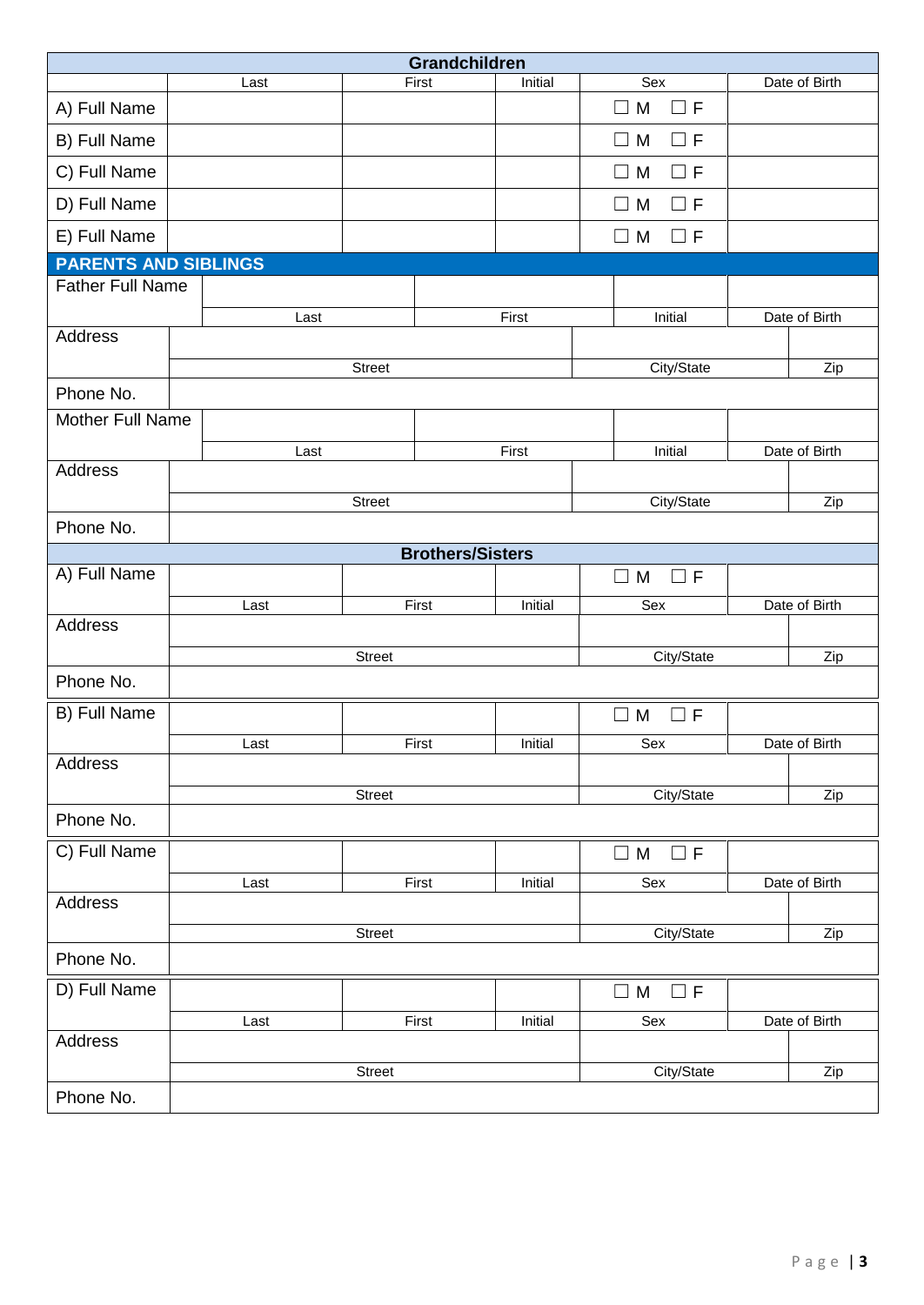## Grandchildren

| | Last | First | Initial | Sex | Date of Birth |
|---|---|---|---|---|---|
| A) Full Name | | | | ☐ M ☐ F | |
| B) Full Name | | | | ☐ M ☐ F | |
| C) Full Name | | | | ☐ M ☐ F | |
| D) Full Name | | | | ☐ M ☐ F | |
| E) Full Name | | | | ☐ M ☐ F | |

## PARENTS AND SIBLINGS

| | | | | |
|---|---|---|---|---|
| Father Full Name | | | | |
| | Last | First | Initial | Date of Birth |
| Address | | | | |
| | Street | | City/State | Zip |
| Phone No. | | | | |
| Mother Full Name | | | | |
| | Last | First | Initial | Date of Birth |
| Address | | | | |
| | Street | | City/State | Zip |
| Phone No. | | | | |

### Brothers/Sisters

| | | | | | |
|---|---|---|---|---|---|
| A) Full Name | | | | ☐ M ☐ F | |
| | Last | First | Initial | Sex | Date of Birth |
| Address | | | | | |
| | Street | | | City/State | Zip |
| Phone No. | | | | | |
| B) Full Name | | | | ☐ M ☐ F | |
| | Last | First | Initial | Sex | Date of Birth |
| Address | | | | | |
| | Street | | | City/State | Zip |
| Phone No. | | | | | |
| C) Full Name | | | | ☐ M ☐ F | |
| | Last | First | Initial | Sex | Date of Birth |
| Address | | | | | |
| | Street | | | City/State | Zip |
| Phone No. | | | | | |
| D) Full Name | | | | ☐ M ☐ F | |
| | Last | First | Initial | Sex | Date of Birth |
| Address | | | | | |
| | Street | | | City/State | Zip |
| Phone No. | | | | | |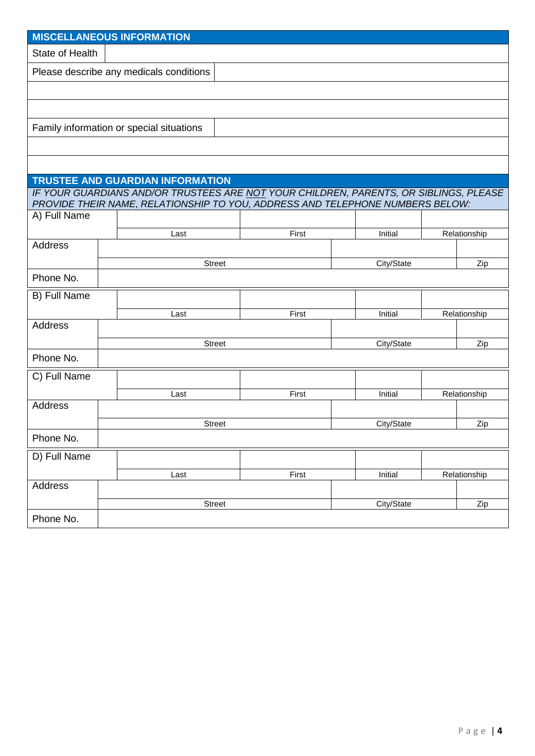## MISCELLANEOUS INFORMATION

| | |
|---|---|
| State of Health | |
| Please describe any medicals conditions | |
| | |
| | |
| Family information or special situations | |
| | |
| | |

## TRUSTEE AND GUARDIAN INFORMATION

*IF YOUR GUARDIANS AND/OR TRUSTEES ARE <u>NOT</u> YOUR CHILDREN, PARENTS, OR SIBLINGS, PLEASE PROVIDE THEIR NAME, RELATIONSHIP TO YOU, ADDRESS AND TELEPHONE NUMBERS BELOW:*

| | | | | |
|---|---|---|---|---|
| A) Full Name | Last | First | Initial | Relationship |
| Address | Street | City/State | Zip | |
| Phone No. | | | | |

| | | | | |
|---|---|---|---|---|
| B) Full Name | Last | First | Initial | Relationship |
| Address | Street | City/State | Zip | |
| Phone No. | | | | |

| | | | | |
|---|---|---|---|---|
| C) Full Name | Last | First | Initial | Relationship |
| Address | Street | City/State | Zip | |
| Phone No. | | | | |

| | | | | |
|---|---|---|---|---|
| D) Full Name | Last | First | Initial | Relationship |
| Address | Street | City/State | Zip | |
| Phone No. | | | | |